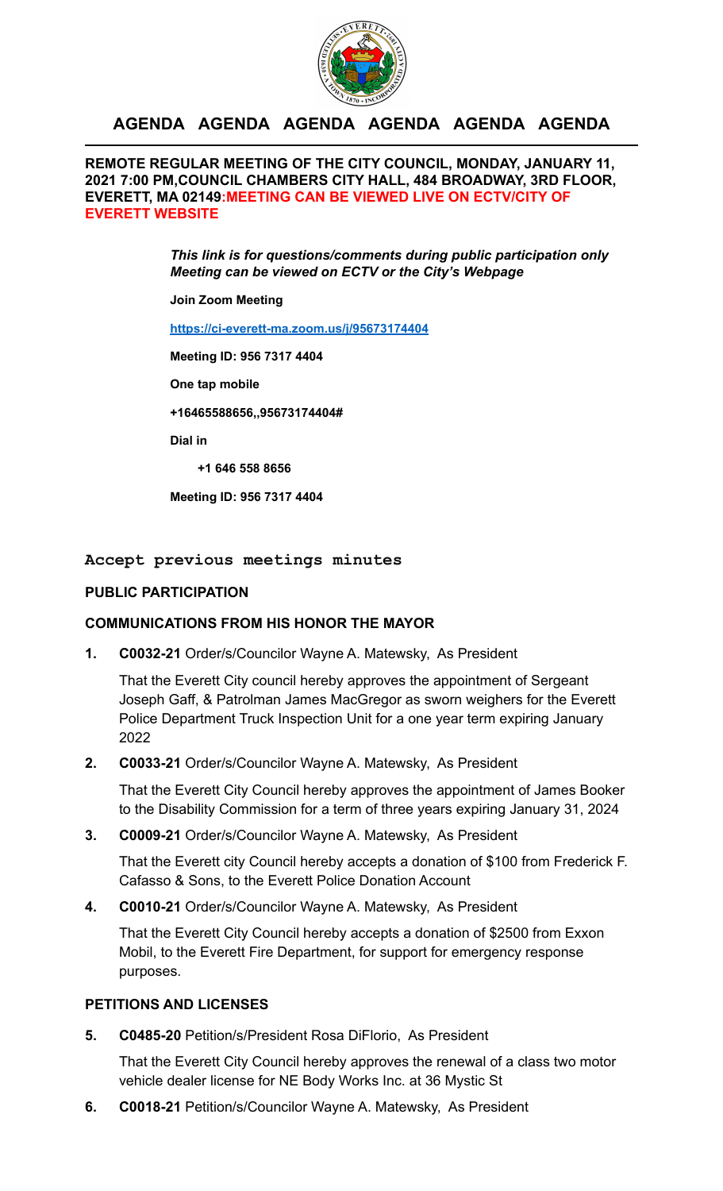# AGENDA AGENDA AGENDA AGENDA AGENDA AGENDA

**REMOTE REGULAR MEETING OF THE CITY COUNCIL, MONDAY, JANUARY 11, 2021 7:00 PM,COUNCIL CHAMBERS CITY HALL, 484 BROADWAY, 3RD FLOOR, EVERETT, MA 02149:MEETING CAN BE VIEWED LIVE ON ECTV/CITY OF EVERETT WEBSITE**

***This link is for questions/comments during public participation only***
***Meeting can be viewed on ECTV or the City's Webpage***

**Join Zoom Meeting**

**https://ci-everett-ma.zoom.us/j/95673174404**

**Meeting ID: 956 7317 4404**

**One tap mobile**

**+16465588656,,95673174404#**

**Dial in**

**+1 646 558 8656**

**Meeting ID: 956 7317 4404**

## Accept previous meetings minutes

### PUBLIC PARTICIPATION

### COMMUNICATIONS FROM HIS HONOR THE MAYOR

1. **C0032-21** Order/s/Councilor Wayne A. Matewsky, As President

   That the Everett City council hereby approves the appointment of Sergeant Joseph Gaff, & Patrolman James MacGregor as sworn weighers for the Everett Police Department Truck Inspection Unit for a one year term expiring January 2022

2. **C0033-21** Order/s/Councilor Wayne A. Matewsky, As President

   That the Everett City Council hereby approves the appointment of James Booker to the Disability Commission for a term of three years expiring January 31, 2024

3. **C0009-21** Order/s/Councilor Wayne A. Matewsky, As President

   That the Everett city Council hereby accepts a donation of $100 from Frederick F. Cafasso & Sons, to the Everett Police Donation Account

4. **C0010-21** Order/s/Councilor Wayne A. Matewsky, As President

   That the Everett City Council hereby accepts a donation of $2500 from Exxon Mobil, to the Everett Fire Department, for support for emergency response purposes.

### PETITIONS AND LICENSES

5. **C0485-20** Petition/s/President Rosa DiFlorio, As President

   That the Everett City Council hereby approves the renewal of a class two motor vehicle dealer license for NE Body Works Inc. at 36 Mystic St

6. **C0018-21** Petition/s/Councilor Wayne A. Matewsky, As President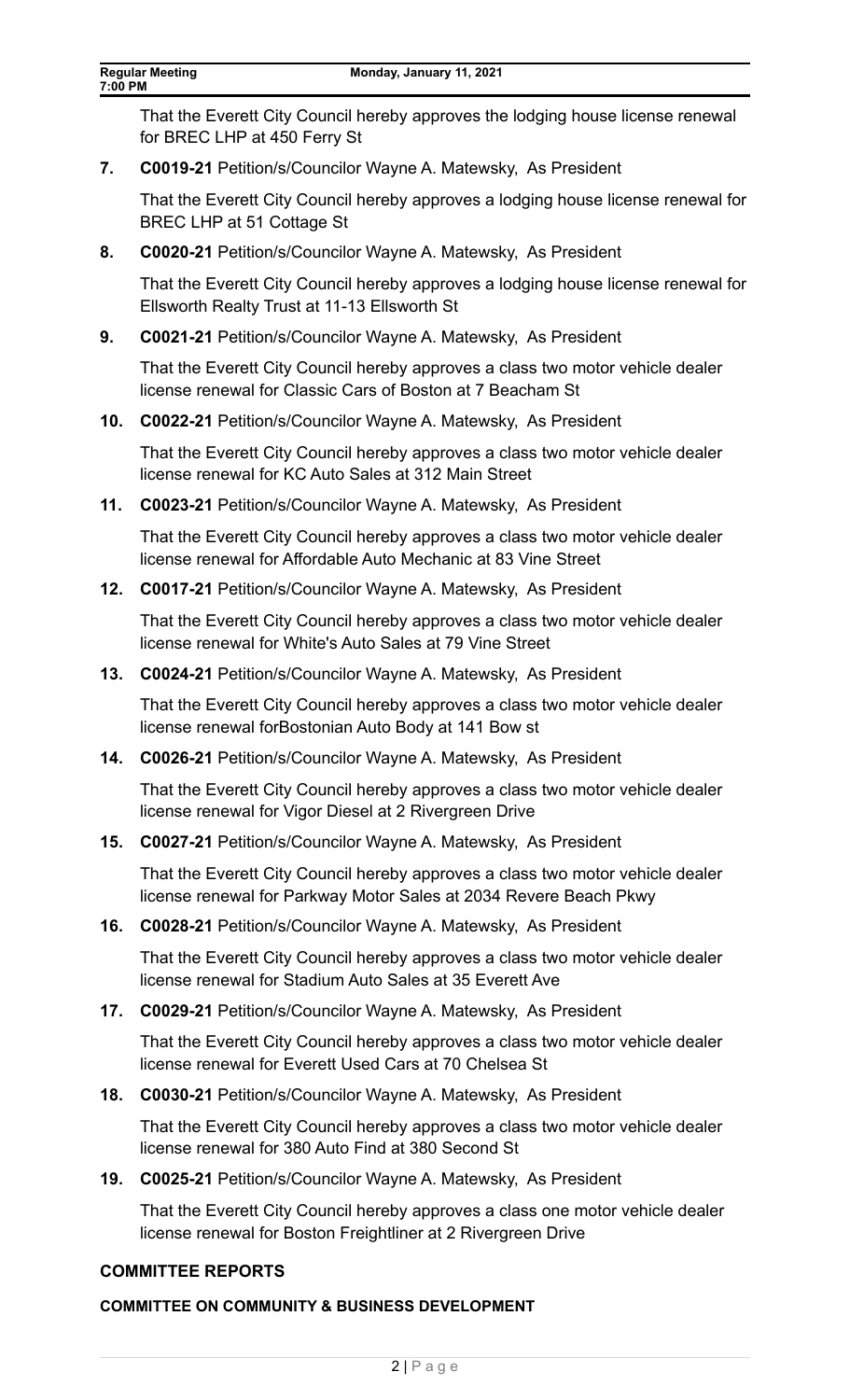That the Everett City Council hereby approves the lodging house license renewal for BREC LHP at 450 Ferry St

**7.** **C0019-21** Petition/s/Councilor Wayne A. Matewsky, As President

That the Everett City Council hereby approves a lodging house license renewal for BREC LHP at 51 Cottage St

**8.** **C0020-21** Petition/s/Councilor Wayne A. Matewsky, As President

That the Everett City Council hereby approves a lodging house license renewal for Ellsworth Realty Trust at 11-13 Ellsworth St

**9.** **C0021-21** Petition/s/Councilor Wayne A. Matewsky, As President

That the Everett City Council hereby approves a class two motor vehicle dealer license renewal for Classic Cars of Boston at 7 Beacham St

**10.** **C0022-21** Petition/s/Councilor Wayne A. Matewsky, As President

That the Everett City Council hereby approves a class two motor vehicle dealer license renewal for KC Auto Sales at 312 Main Street

**11.** **C0023-21** Petition/s/Councilor Wayne A. Matewsky, As President

That the Everett City Council hereby approves a class two motor vehicle dealer license renewal for Affordable Auto Mechanic at 83 Vine Street

**12.** **C0017-21** Petition/s/Councilor Wayne A. Matewsky, As President

That the Everett City Council hereby approves a class two motor vehicle dealer license renewal for White's Auto Sales at 79 Vine Street

**13.** **C0024-21** Petition/s/Councilor Wayne A. Matewsky, As President

That the Everett City Council hereby approves a class two motor vehicle dealer license renewal forBostonian Auto Body at 141 Bow st

**14.** **C0026-21** Petition/s/Councilor Wayne A. Matewsky, As President

That the Everett City Council hereby approves a class two motor vehicle dealer license renewal for Vigor Diesel at 2 Rivergreen Drive

**15.** **C0027-21** Petition/s/Councilor Wayne A. Matewsky, As President

That the Everett City Council hereby approves a class two motor vehicle dealer license renewal for Parkway Motor Sales at 2034 Revere Beach Pkwy

**16.** **C0028-21** Petition/s/Councilor Wayne A. Matewsky, As President

That the Everett City Council hereby approves a class two motor vehicle dealer license renewal for Stadium Auto Sales at 35 Everett Ave

**17.** **C0029-21** Petition/s/Councilor Wayne A. Matewsky, As President

That the Everett City Council hereby approves a class two motor vehicle dealer license renewal for Everett Used Cars at 70 Chelsea St

**18.** **C0030-21** Petition/s/Councilor Wayne A. Matewsky, As President

That the Everett City Council hereby approves a class two motor vehicle dealer license renewal for 380 Auto Find at 380 Second St

**19.** **C0025-21** Petition/s/Councilor Wayne A. Matewsky, As President

That the Everett City Council hereby approves a class one motor vehicle dealer license renewal for Boston Freightliner at 2 Rivergreen Drive

## COMMITTEE REPORTS

### COMMITTEE ON COMMUNITY & BUSINESS DEVELOPMENT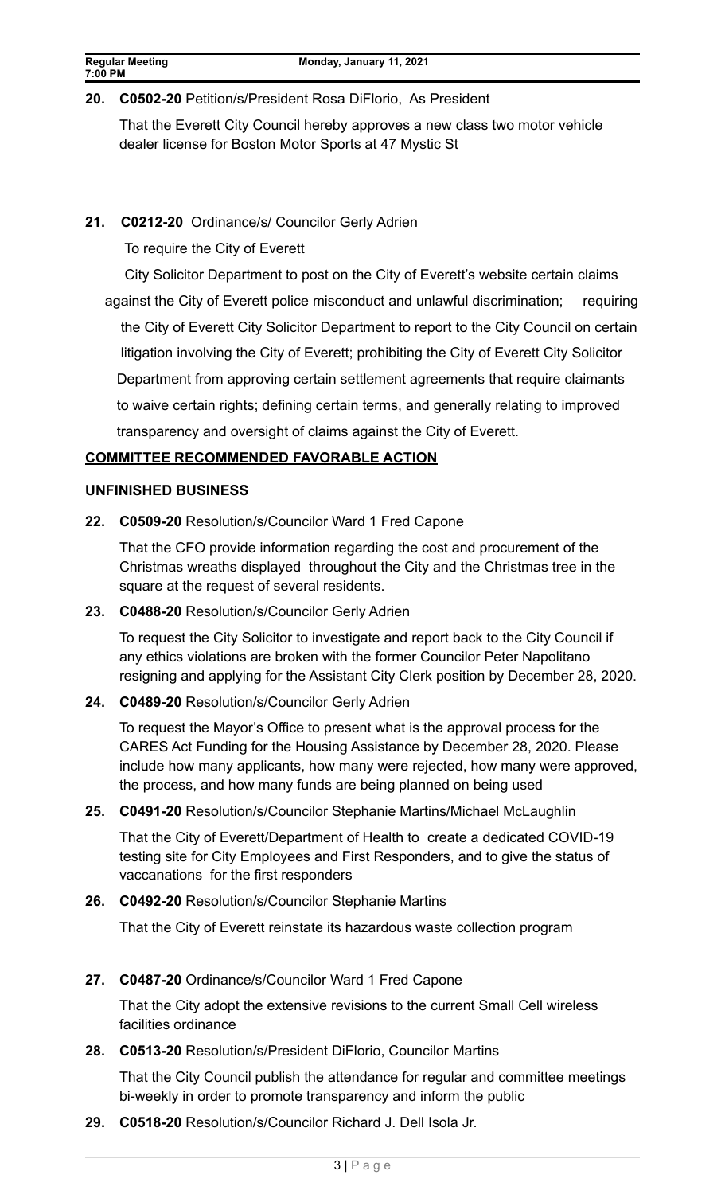**20. C0502-20** Petition/s/President Rosa DiFlorio, As President

That the Everett City Council hereby approves a new class two motor vehicle dealer license for Boston Motor Sports at 47 Mystic St

**21. C0212-20** Ordinance/s/ Councilor Gerly Adrien

To require the City of Everett City Solicitor Department to post on the City of Everett's website certain claims against the City of Everett police misconduct and unlawful discrimination; requiring the City of Everett City Solicitor Department to report to the City Council on certain litigation involving the City of Everett; prohibiting the City of Everett City Solicitor Department from approving certain settlement agreements that require claimants to waive certain rights; defining certain terms, and generally relating to improved transparency and oversight of claims against the City of Everett.

**COMMITTEE RECOMMENDED FAVORABLE ACTION**

**UNFINISHED BUSINESS**

**22. C0509-20** Resolution/s/Councilor Ward 1 Fred Capone

That the CFO provide information regarding the cost and procurement of the Christmas wreaths displayed throughout the City and the Christmas tree in the square at the request of several residents.

**23. C0488-20** Resolution/s/Councilor Gerly Adrien

To request the City Solicitor to investigate and report back to the City Council if any ethics violations are broken with the former Councilor Peter Napolitano resigning and applying for the Assistant City Clerk position by December 28, 2020.

**24. C0489-20** Resolution/s/Councilor Gerly Adrien

To request the Mayor's Office to present what is the approval process for the CARES Act Funding for the Housing Assistance by December 28, 2020. Please include how many applicants, how many were rejected, how many were approved, the process, and how many funds are being planned on being used

**25. C0491-20** Resolution/s/Councilor Stephanie Martins/Michael McLaughlin

That the City of Everett/Department of Health to create a dedicated COVID-19 testing site for City Employees and First Responders, and to give the status of vaccanations for the first responders

**26. C0492-20** Resolution/s/Councilor Stephanie Martins

That the City of Everett reinstate its hazardous waste collection program

**27. C0487-20** Ordinance/s/Councilor Ward 1 Fred Capone

That the City adopt the extensive revisions to the current Small Cell wireless facilities ordinance

**28. C0513-20** Resolution/s/President DiFlorio, Councilor Martins

That the City Council publish the attendance for regular and committee meetings bi-weekly in order to promote transparency and inform the public

**29. C0518-20** Resolution/s/Councilor Richard J. Dell Isola Jr.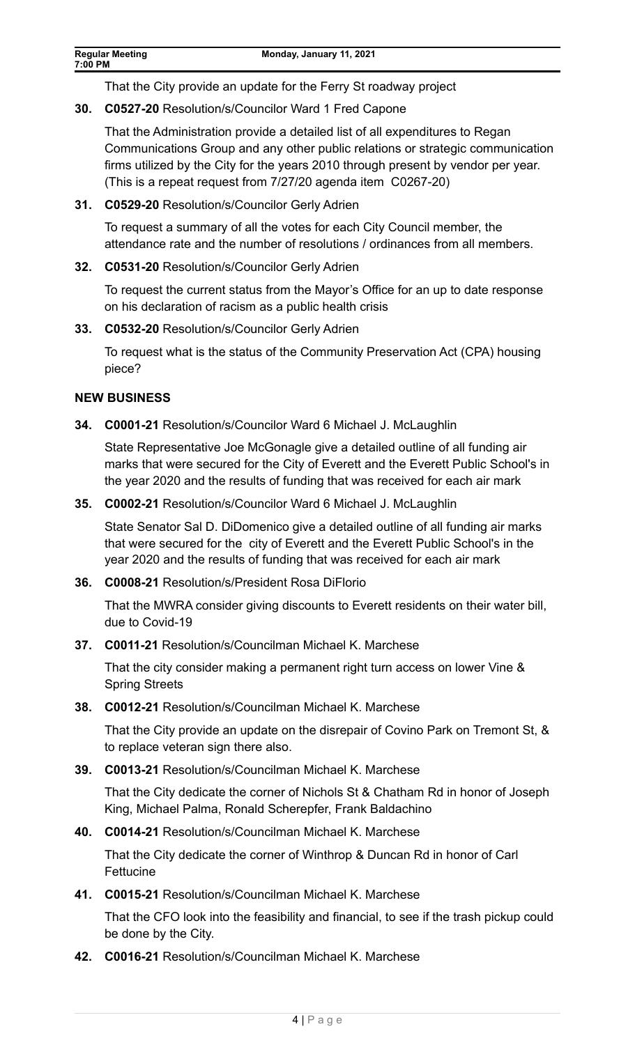That the City provide an update for the Ferry St roadway project

**30. C0527-20** Resolution/s/Councilor Ward 1 Fred Capone

That the Administration provide a detailed list of all expenditures to Regan Communications Group and any other public relations or strategic communication firms utilized by the City for the years 2010 through present by vendor per year. (This is a repeat request from 7/27/20 agenda item C0267-20)

**31. C0529-20** Resolution/s/Councilor Gerly Adrien

To request a summary of all the votes for each City Council member, the attendance rate and the number of resolutions / ordinances from all members.

**32. C0531-20** Resolution/s/Councilor Gerly Adrien

To request the current status from the Mayor's Office for an up to date response on his declaration of racism as a public health crisis

**33. C0532-20** Resolution/s/Councilor Gerly Adrien

To request what is the status of the Community Preservation Act (CPA) housing piece?

## NEW BUSINESS

**34. C0001-21** Resolution/s/Councilor Ward 6 Michael J. McLaughlin

State Representative Joe McGonagle give a detailed outline of all funding air marks that were secured for the City of Everett and the Everett Public School's in the year 2020 and the results of funding that was received for each air mark

**35. C0002-21** Resolution/s/Councilor Ward 6 Michael J. McLaughlin

State Senator Sal D. DiDomenico give a detailed outline of all funding air marks that were secured for the city of Everett and the Everett Public School's in the year 2020 and the results of funding that was received for each air mark

**36. C0008-21** Resolution/s/President Rosa DiFlorio

That the MWRA consider giving discounts to Everett residents on their water bill, due to Covid-19

**37. C0011-21** Resolution/s/Councilman Michael K. Marchese

That the city consider making a permanent right turn access on lower Vine & Spring Streets

**38. C0012-21** Resolution/s/Councilman Michael K. Marchese

That the City provide an update on the disrepair of Covino Park on Tremont St, & to replace veteran sign there also.

**39. C0013-21** Resolution/s/Councilman Michael K. Marchese

That the City dedicate the corner of Nichols St & Chatham Rd in honor of Joseph King, Michael Palma, Ronald Scherepfer, Frank Baldachino

**40. C0014-21** Resolution/s/Councilman Michael K. Marchese

That the City dedicate the corner of Winthrop & Duncan Rd in honor of Carl Fettucine

**41. C0015-21** Resolution/s/Councilman Michael K. Marchese

That the CFO look into the feasibility and financial, to see if the trash pickup could be done by the City.

**42. C0016-21** Resolution/s/Councilman Michael K. Marchese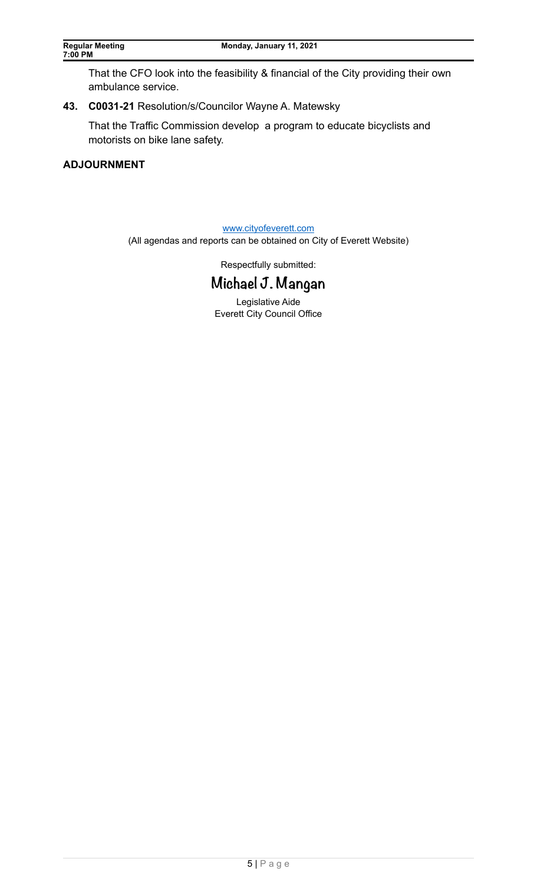That the CFO look into the feasibility & financial of the City providing their own ambulance service.

**43.** **C0031-21** Resolution/s/Councilor Wayne A. Matewsky

That the Traffic Commission develop a program to educate bicyclists and motorists on bike lane safety.

**ADJOURNMENT**

www.cityofeverett.com
(All agendas and reports can be obtained on City of Everett Website)

Respectfully submitted:

**Michael J. Mangan**

Legislative Aide
Everett City Council Office